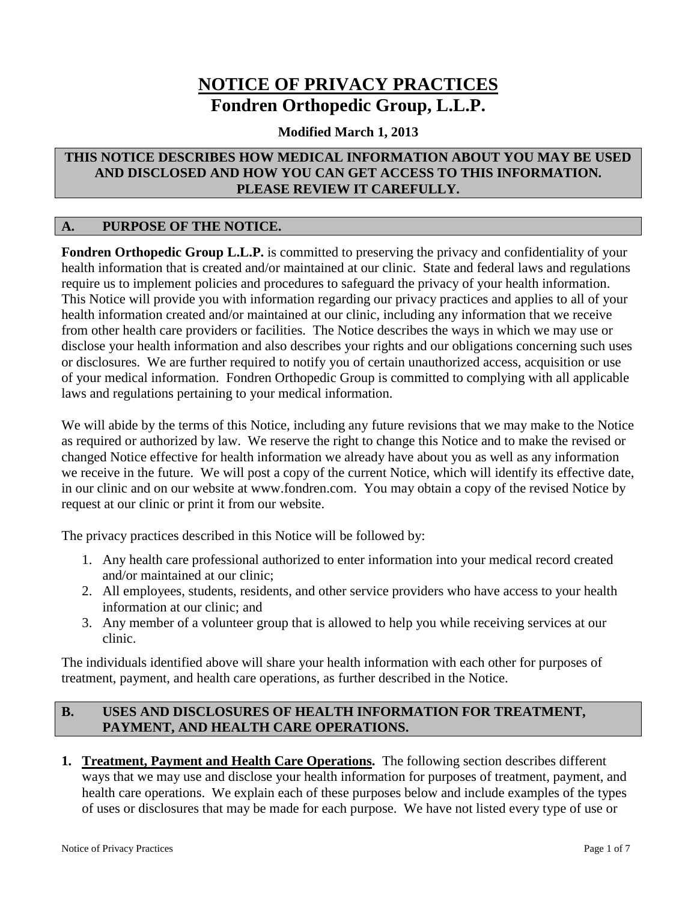# NOTICE OF PRIVACY PRACTICES
## Fondren Orthopedic Group, L.L.P.

**Modified March 1, 2013**

**THIS NOTICE DESCRIBES HOW MEDICAL INFORMATION ABOUT YOU MAY BE USED AND DISCLOSED AND HOW YOU CAN GET ACCESS TO THIS INFORMATION. PLEASE REVIEW IT CAREFULLY.**

## A. PURPOSE OF THE NOTICE.

**Fondren Orthopedic Group L.L.P.** is committed to preserving the privacy and confidentiality of your health information that is created and/or maintained at our clinic. State and federal laws and regulations require us to implement policies and procedures to safeguard the privacy of your health information. This Notice will provide you with information regarding our privacy practices and applies to all of your health information created and/or maintained at our clinic, including any information that we receive from other health care providers or facilities. The Notice describes the ways in which we may use or disclose your health information and also describes your rights and our obligations concerning such uses or disclosures. We are further required to notify you of certain unauthorized access, acquisition or use of your medical information. Fondren Orthopedic Group is committed to complying with all applicable laws and regulations pertaining to your medical information.

We will abide by the terms of this Notice, including any future revisions that we may make to the Notice as required or authorized by law. We reserve the right to change this Notice and to make the revised or changed Notice effective for health information we already have about you as well as any information we receive in the future. We will post a copy of the current Notice, which will identify its effective date, in our clinic and on our website at www.fondren.com. You may obtain a copy of the revised Notice by request at our clinic or print it from our website.

The privacy practices described in this Notice will be followed by:

1. Any health care professional authorized to enter information into your medical record created and/or maintained at our clinic;
2. All employees, students, residents, and other service providers who have access to your health information at our clinic; and
3. Any member of a volunteer group that is allowed to help you while receiving services at our clinic.

The individuals identified above will share your health information with each other for purposes of treatment, payment, and health care operations, as further described in the Notice.

## B. USES AND DISCLOSURES OF HEALTH INFORMATION FOR TREATMENT, PAYMENT, AND HEALTH CARE OPERATIONS.

1. **Treatment, Payment and Health Care Operations.** The following section describes different ways that we may use and disclose your health information for purposes of treatment, payment, and health care operations. We explain each of these purposes below and include examples of the types of uses or disclosures that may be made for each purpose. We have not listed every type of use or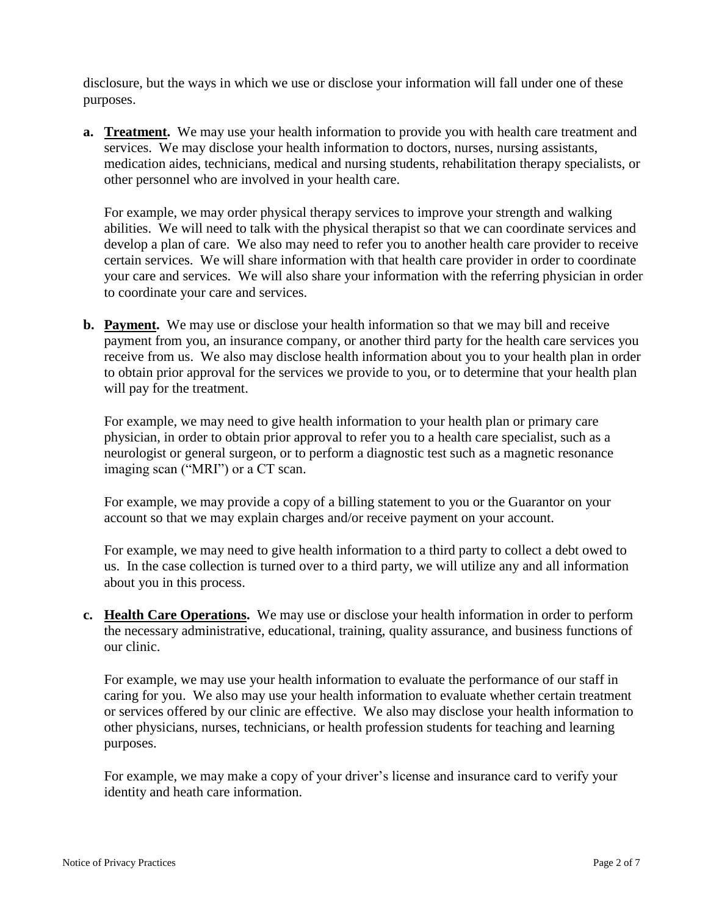disclosure, but the ways in which we use or disclose your information will fall under one of these purposes.

**a. Treatment.** We may use your health information to provide you with health care treatment and services. We may disclose your health information to doctors, nurses, nursing assistants, medication aides, technicians, medical and nursing students, rehabilitation therapy specialists, or other personnel who are involved in your health care.

   For example, we may order physical therapy services to improve your strength and walking abilities. We will need to talk with the physical therapist so that we can coordinate services and develop a plan of care. We also may need to refer you to another health care provider to receive certain services. We will share information with that health care provider in order to coordinate your care and services. We will also share your information with the referring physician in order to coordinate your care and services.

**b. Payment.** We may use or disclose your health information so that we may bill and receive payment from you, an insurance company, or another third party for the health care services you receive from us. We also may disclose health information about you to your health plan in order to obtain prior approval for the services we provide to you, or to determine that your health plan will pay for the treatment.

   For example, we may need to give health information to your health plan or primary care physician, in order to obtain prior approval to refer you to a health care specialist, such as a neurologist or general surgeon, or to perform a diagnostic test such as a magnetic resonance imaging scan ("MRI") or a CT scan.

   For example, we may provide a copy of a billing statement to you or the Guarantor on your account so that we may explain charges and/or receive payment on your account.

   For example, we may need to give health information to a third party to collect a debt owed to us. In the case collection is turned over to a third party, we will utilize any and all information about you in this process.

**c. Health Care Operations.** We may use or disclose your health information in order to perform the necessary administrative, educational, training, quality assurance, and business functions of our clinic.

   For example, we may use your health information to evaluate the performance of our staff in caring for you. We also may use your health information to evaluate whether certain treatment or services offered by our clinic are effective. We also may disclose your health information to other physicians, nurses, technicians, or health profession students for teaching and learning purposes.

   For example, we may make a copy of your driver's license and insurance card to verify your identity and heath care information.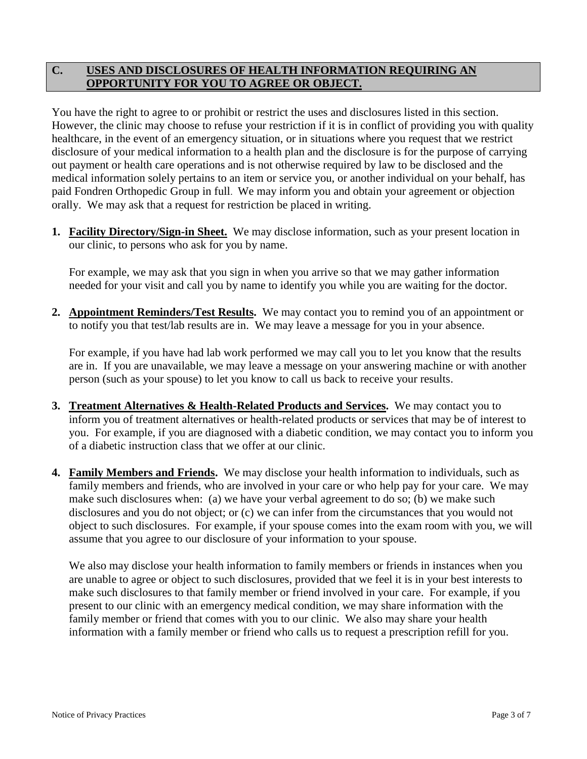## C. USES AND DISCLOSURES OF HEALTH INFORMATION REQUIRING AN OPPORTUNITY FOR YOU TO AGREE OR OBJECT.

You have the right to agree to or prohibit or restrict the uses and disclosures listed in this section. However, the clinic may choose to refuse your restriction if it is in conflict of providing you with quality healthcare, in the event of an emergency situation, or in situations where you request that we restrict disclosure of your medical information to a health plan and the disclosure is for the purpose of carrying out payment or health care operations and is not otherwise required by law to be disclosed and the medical information solely pertains to an item or service you, or another individual on your behalf, has paid Fondren Orthopedic Group in full. We may inform you and obtain your agreement or objection orally. We may ask that a request for restriction be placed in writing.

1. **Facility Directory/Sign-in Sheet.** We may disclose information, such as your present location in our clinic, to persons who ask for you by name.

   For example, we may ask that you sign in when you arrive so that we may gather information needed for your visit and call you by name to identify you while you are waiting for the doctor.

2. **Appointment Reminders/Test Results.** We may contact you to remind you of an appointment or to notify you that test/lab results are in. We may leave a message for you in your absence.

   For example, if you have had lab work performed we may call you to let you know that the results are in. If you are unavailable, we may leave a message on your answering machine or with another person (such as your spouse) to let you know to call us back to receive your results.

3. **Treatment Alternatives & Health-Related Products and Services.** We may contact you to inform you of treatment alternatives or health-related products or services that may be of interest to you. For example, if you are diagnosed with a diabetic condition, we may contact you to inform you of a diabetic instruction class that we offer at our clinic.

4. **Family Members and Friends.** We may disclose your health information to individuals, such as family members and friends, who are involved in your care or who help pay for your care. We may make such disclosures when: (a) we have your verbal agreement to do so; (b) we make such disclosures and you do not object; or (c) we can infer from the circumstances that you would not object to such disclosures. For example, if your spouse comes into the exam room with you, we will assume that you agree to our disclosure of your information to your spouse.

   We also may disclose your health information to family members or friends in instances when you are unable to agree or object to such disclosures, provided that we feel it is in your best interests to make such disclosures to that family member or friend involved in your care. For example, if you present to our clinic with an emergency medical condition, we may share information with the family member or friend that comes with you to our clinic. We also may share your health information with a family member or friend who calls us to request a prescription refill for you.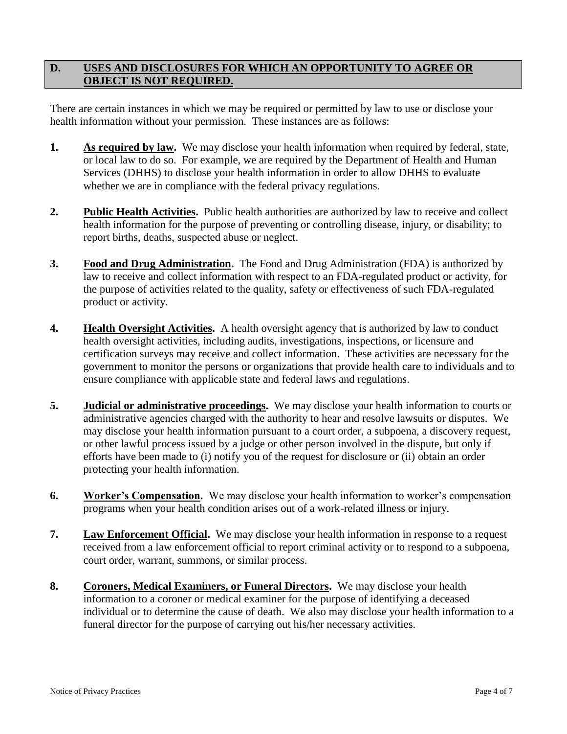## D. USES AND DISCLOSURES FOR WHICH AN OPPORTUNITY TO AGREE OR OBJECT IS NOT REQUIRED.

There are certain instances in which we may be required or permitted by law to use or disclose your health information without your permission. These instances are as follows:

1. **As required by law.** We may disclose your health information when required by federal, state, or local law to do so. For example, we are required by the Department of Health and Human Services (DHHS) to disclose your health information in order to allow DHHS to evaluate whether we are in compliance with the federal privacy regulations.

2. **Public Health Activities.** Public health authorities are authorized by law to receive and collect health information for the purpose of preventing or controlling disease, injury, or disability; to report births, deaths, suspected abuse or neglect.

3. **Food and Drug Administration.** The Food and Drug Administration (FDA) is authorized by law to receive and collect information with respect to an FDA-regulated product or activity, for the purpose of activities related to the quality, safety or effectiveness of such FDA-regulated product or activity.

4. **Health Oversight Activities.** A health oversight agency that is authorized by law to conduct health oversight activities, including audits, investigations, inspections, or licensure and certification surveys may receive and collect information. These activities are necessary for the government to monitor the persons or organizations that provide health care to individuals and to ensure compliance with applicable state and federal laws and regulations.

5. **Judicial or administrative proceedings.** We may disclose your health information to courts or administrative agencies charged with the authority to hear and resolve lawsuits or disputes. We may disclose your health information pursuant to a court order, a subpoena, a discovery request, or other lawful process issued by a judge or other person involved in the dispute, but only if efforts have been made to (i) notify you of the request for disclosure or (ii) obtain an order protecting your health information.

6. **Worker's Compensation.** We may disclose your health information to worker's compensation programs when your health condition arises out of a work-related illness or injury.

7. **Law Enforcement Official.** We may disclose your health information in response to a request received from a law enforcement official to report criminal activity or to respond to a subpoena, court order, warrant, summons, or similar process.

8. **Coroners, Medical Examiners, or Funeral Directors.** We may disclose your health information to a coroner or medical examiner for the purpose of identifying a deceased individual or to determine the cause of death. We also may disclose your health information to a funeral director for the purpose of carrying out his/her necessary activities.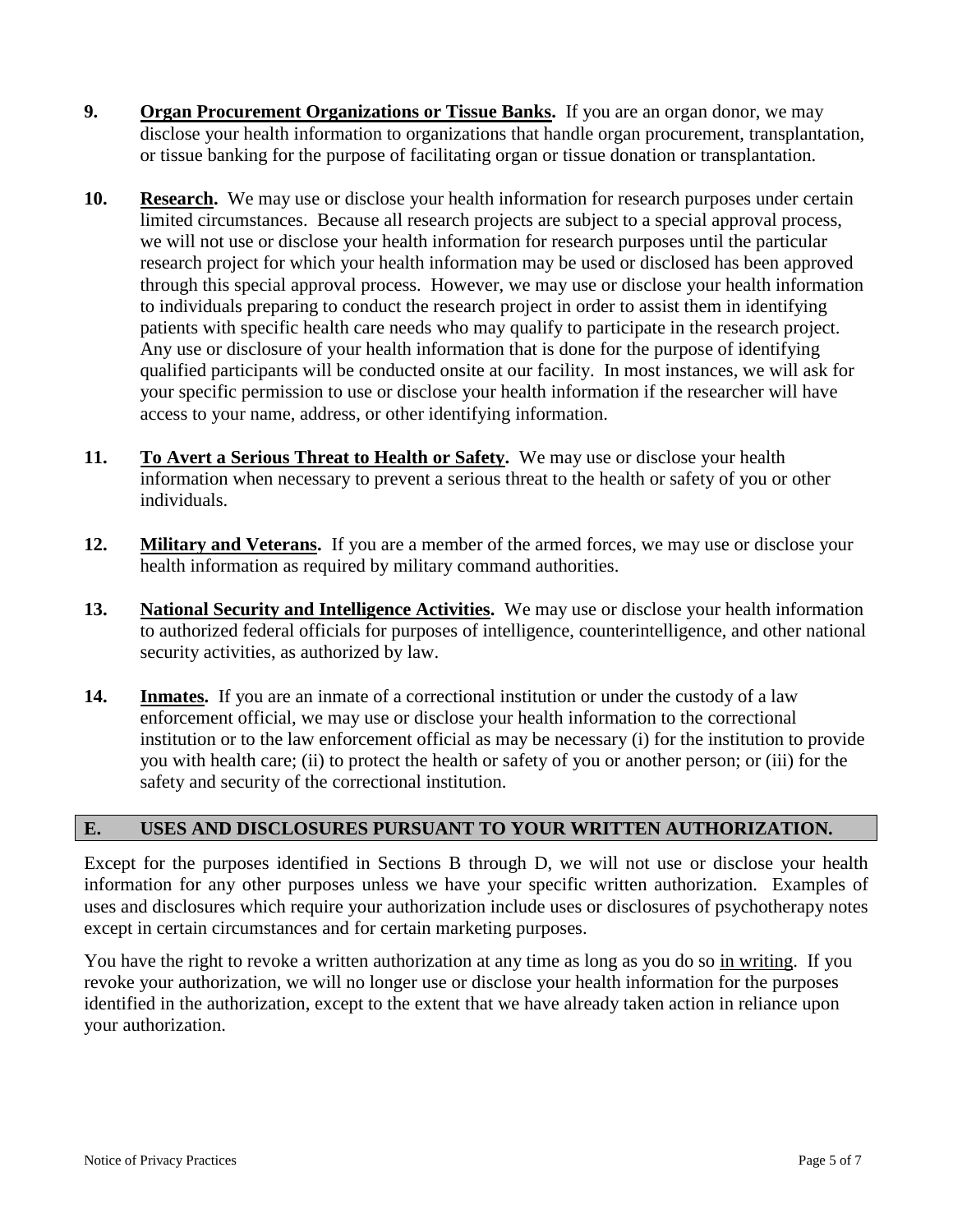9. **<u>Organ Procurement Organizations or Tissue Banks</u>.** If you are an organ donor, we may disclose your health information to organizations that handle organ procurement, transplantation, or tissue banking for the purpose of facilitating organ or tissue donation or transplantation.

10. **<u>Research</u>.** We may use or disclose your health information for research purposes under certain limited circumstances. Because all research projects are subject to a special approval process, we will not use or disclose your health information for research purposes until the particular research project for which your health information may be used or disclosed has been approved through this special approval process. However, we may use or disclose your health information to individuals preparing to conduct the research project in order to assist them in identifying patients with specific health care needs who may qualify to participate in the research project. Any use or disclosure of your health information that is done for the purpose of identifying qualified participants will be conducted onsite at our facility. In most instances, we will ask for your specific permission to use or disclose your health information if the researcher will have access to your name, address, or other identifying information.

11. **<u>To Avert a Serious Threat to Health or Safety</u>.** We may use or disclose your health information when necessary to prevent a serious threat to the health or safety of you or other individuals.

12. **<u>Military and Veterans</u>.** If you are a member of the armed forces, we may use or disclose your health information as required by military command authorities.

13. **<u>National Security and Intelligence Activities</u>.** We may use or disclose your health information to authorized federal officials for purposes of intelligence, counterintelligence, and other national security activities, as authorized by law.

14. **<u>Inmates</u>.** If you are an inmate of a correctional institution or under the custody of a law enforcement official, we may use or disclose your health information to the correctional institution or to the law enforcement official as may be necessary (i) for the institution to provide you with health care; (ii) to protect the health or safety of you or another person; or (iii) for the safety and security of the correctional institution.

## E. USES AND DISCLOSURES PURSUANT TO YOUR WRITTEN AUTHORIZATION.

Except for the purposes identified in Sections B through D, we will not use or disclose your health information for any other purposes unless we have your specific written authorization. Examples of uses and disclosures which require your authorization include uses or disclosures of psychotherapy notes except in certain circumstances and for certain marketing purposes.

You have the right to revoke a written authorization at any time as long as you do so <u>in writing</u>. If you revoke your authorization, we will no longer use or disclose your health information for the purposes identified in the authorization, except to the extent that we have already taken action in reliance upon your authorization.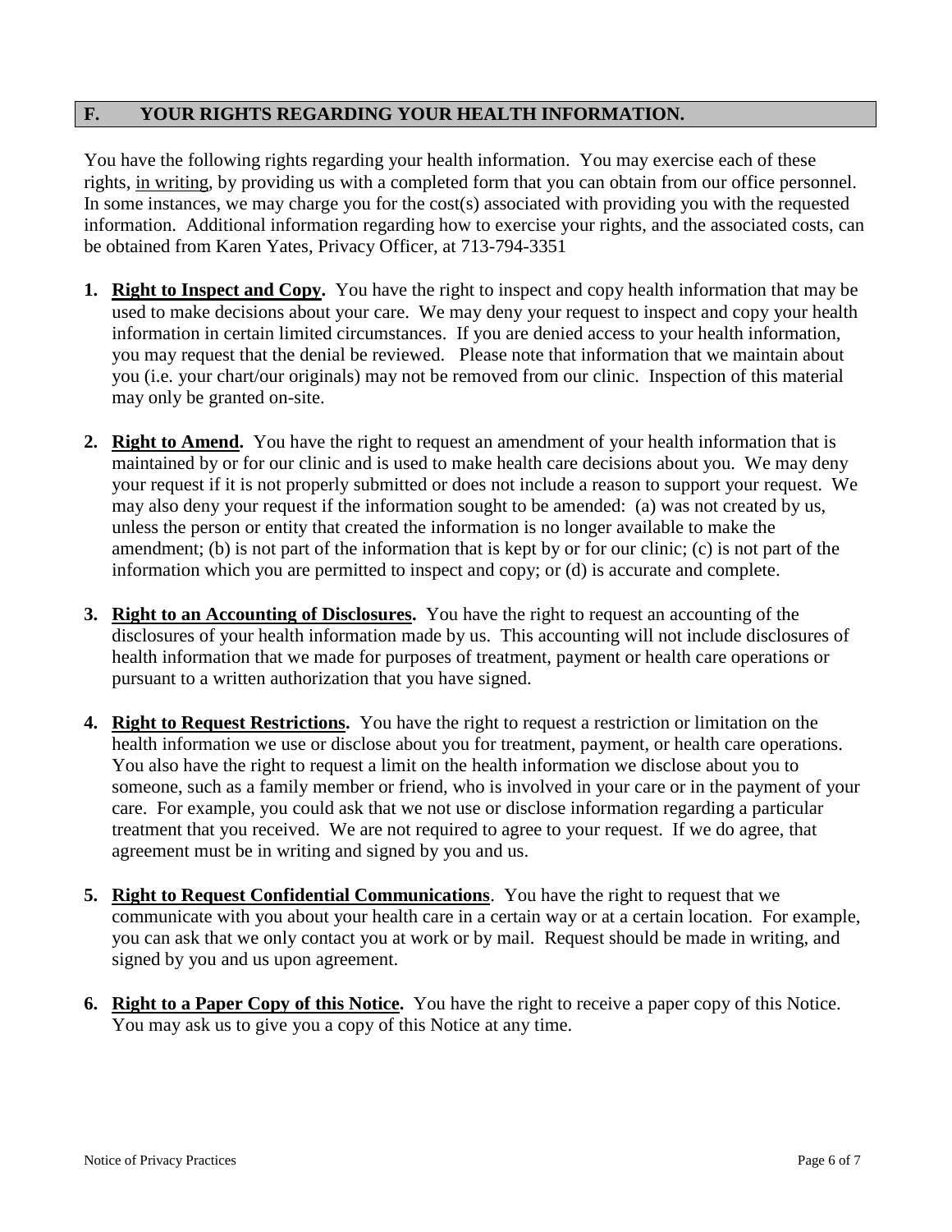## F. YOUR RIGHTS REGARDING YOUR HEALTH INFORMATION.

You have the following rights regarding your health information. You may exercise each of these rights, in writing, by providing us with a completed form that you can obtain from our office personnel. In some instances, we may charge you for the cost(s) associated with providing you with the requested information. Additional information regarding how to exercise your rights, and the associated costs, can be obtained from Karen Yates, Privacy Officer, at 713-794-3351

1. **Right to Inspect and Copy.** You have the right to inspect and copy health information that may be used to make decisions about your care. We may deny your request to inspect and copy your health information in certain limited circumstances. If you are denied access to your health information, you may request that the denial be reviewed. Please note that information that we maintain about you (i.e. your chart/our originals) may not be removed from our clinic. Inspection of this material may only be granted on-site.

2. **Right to Amend.** You have the right to request an amendment of your health information that is maintained by or for our clinic and is used to make health care decisions about you. We may deny your request if it is not properly submitted or does not include a reason to support your request. We may also deny your request if the information sought to be amended: (a) was not created by us, unless the person or entity that created the information is no longer available to make the amendment; (b) is not part of the information that is kept by or for our clinic; (c) is not part of the information which you are permitted to inspect and copy; or (d) is accurate and complete.

3. **Right to an Accounting of Disclosures.** You have the right to request an accounting of the disclosures of your health information made by us. This accounting will not include disclosures of health information that we made for purposes of treatment, payment or health care operations or pursuant to a written authorization that you have signed.

4. **Right to Request Restrictions.** You have the right to request a restriction or limitation on the health information we use or disclose about you for treatment, payment, or health care operations. You also have the right to request a limit on the health information we disclose about you to someone, such as a family member or friend, who is involved in your care or in the payment of your care. For example, you could ask that we not use or disclose information regarding a particular treatment that you received. We are not required to agree to your request. If we do agree, that agreement must be in writing and signed by you and us.

5. **Right to Request Confidential Communications**. You have the right to request that we communicate with you about your health care in a certain way or at a certain location. For example, you can ask that we only contact you at work or by mail. Request should be made in writing, and signed by you and us upon agreement.

6. **Right to a Paper Copy of this Notice.** You have the right to receive a paper copy of this Notice. You may ask us to give you a copy of this Notice at any time.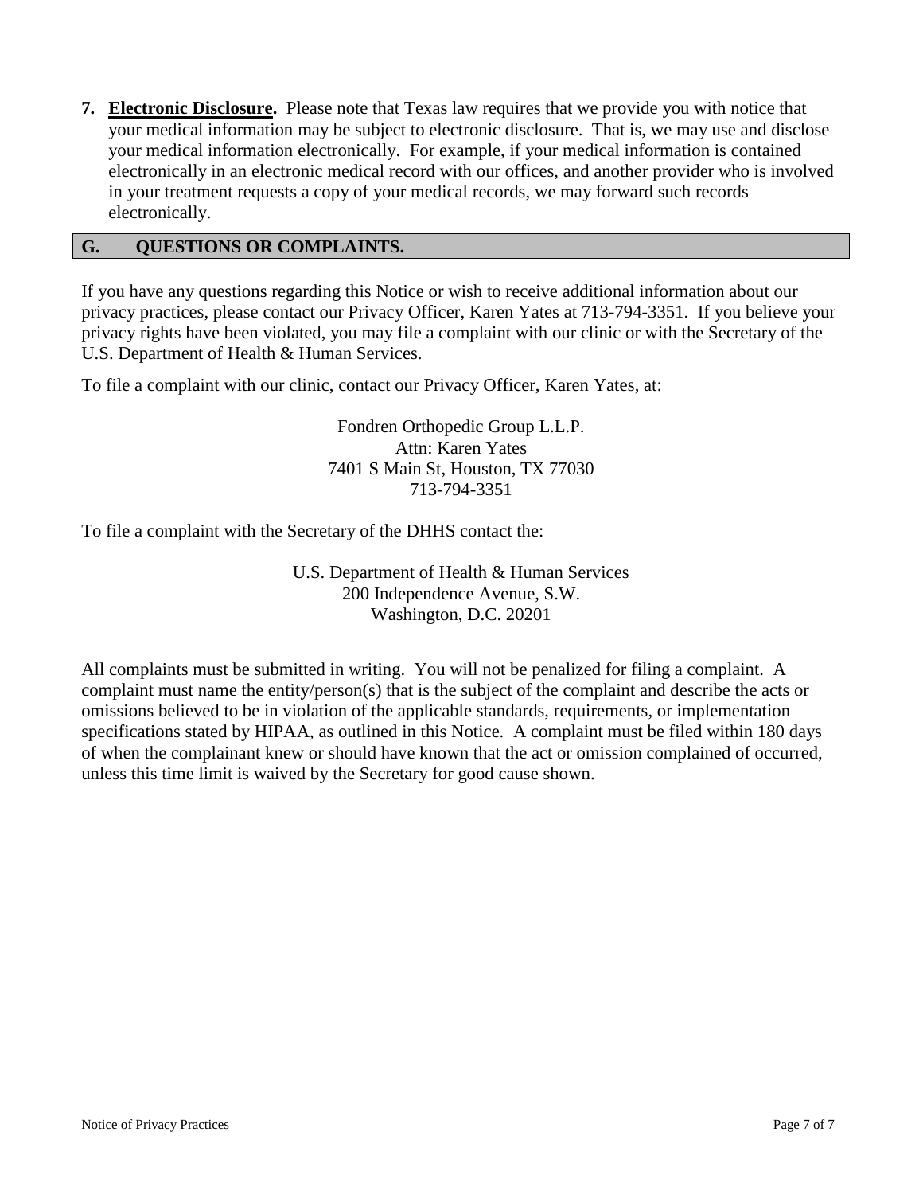7. **Electronic Disclosure.** Please note that Texas law requires that we provide you with notice that your medical information may be subject to electronic disclosure. That is, we may use and disclose your medical information electronically. For example, if your medical information is contained electronically in an electronic medical record with our offices, and another provider who is involved in your treatment requests a copy of your medical records, we may forward such records electronically.

## G. QUESTIONS OR COMPLAINTS.

If you have any questions regarding this Notice or wish to receive additional information about our privacy practices, please contact our Privacy Officer, Karen Yates at 713-794-3351. If you believe your privacy rights have been violated, you may file a complaint with our clinic or with the Secretary of the U.S. Department of Health & Human Services.

To file a complaint with our clinic, contact our Privacy Officer, Karen Yates, at:

Fondren Orthopedic Group L.L.P.
Attn: Karen Yates
7401 S Main St, Houston, TX 77030
713-794-3351

To file a complaint with the Secretary of the DHHS contact the:

U.S. Department of Health & Human Services
200 Independence Avenue, S.W.
Washington, D.C. 20201

All complaints must be submitted in writing. You will not be penalized for filing a complaint. A complaint must name the entity/person(s) that is the subject of the complaint and describe the acts or omissions believed to be in violation of the applicable standards, requirements, or implementation specifications stated by HIPAA, as outlined in this Notice. A complaint must be filed within 180 days of when the complainant knew or should have known that the act or omission complained of occurred, unless this time limit is waived by the Secretary for good cause shown.